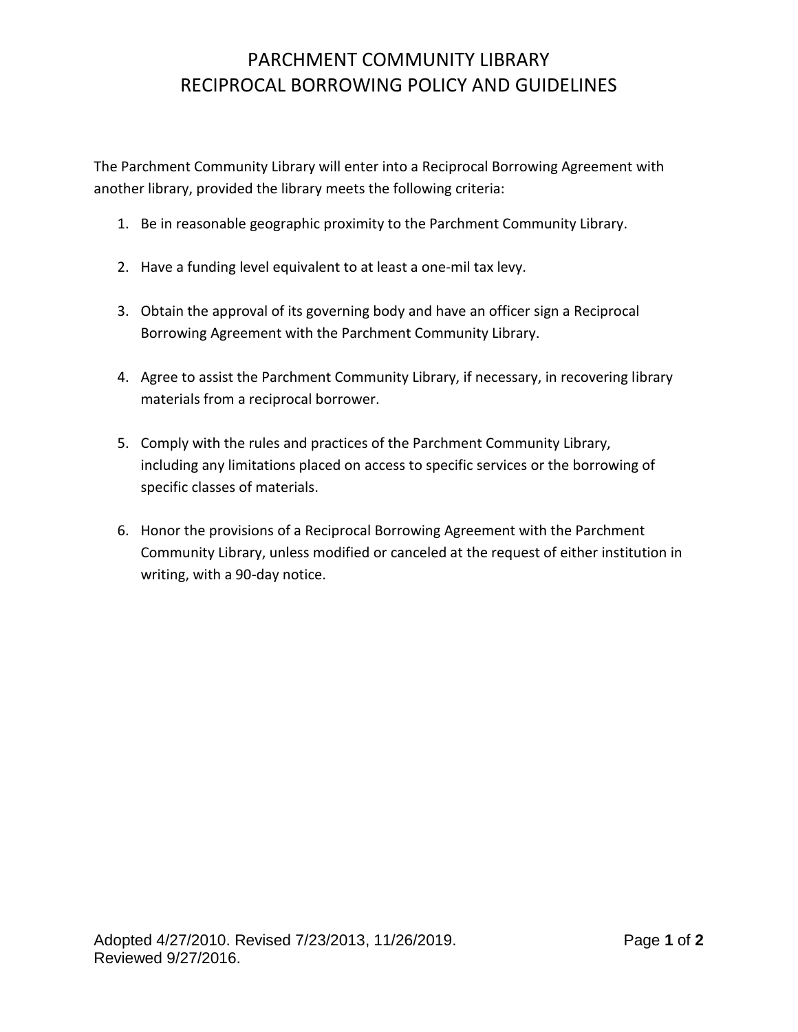# PARCHMENT COMMUNITY LIBRARY
# RECIPROCAL BORROWING POLICY AND GUIDELINES

The Parchment Community Library will enter into a Reciprocal Borrowing Agreement with another library, provided the library meets the following criteria:

1. Be in reasonable geographic proximity to the Parchment Community Library.

2. Have a funding level equivalent to at least a one-mil tax levy.

3. Obtain the approval of its governing body and have an officer sign a Reciprocal Borrowing Agreement with the Parchment Community Library.

4. Agree to assist the Parchment Community Library, if necessary, in recovering library materials from a reciprocal borrower.

5. Comply with the rules and practices of the Parchment Community Library, including any limitations placed on access to specific services or the borrowing of specific classes of materials.

6. Honor the provisions of a Reciprocal Borrowing Agreement with the Parchment Community Library, unless modified or canceled at the request of either institution in writing, with a 90-day notice.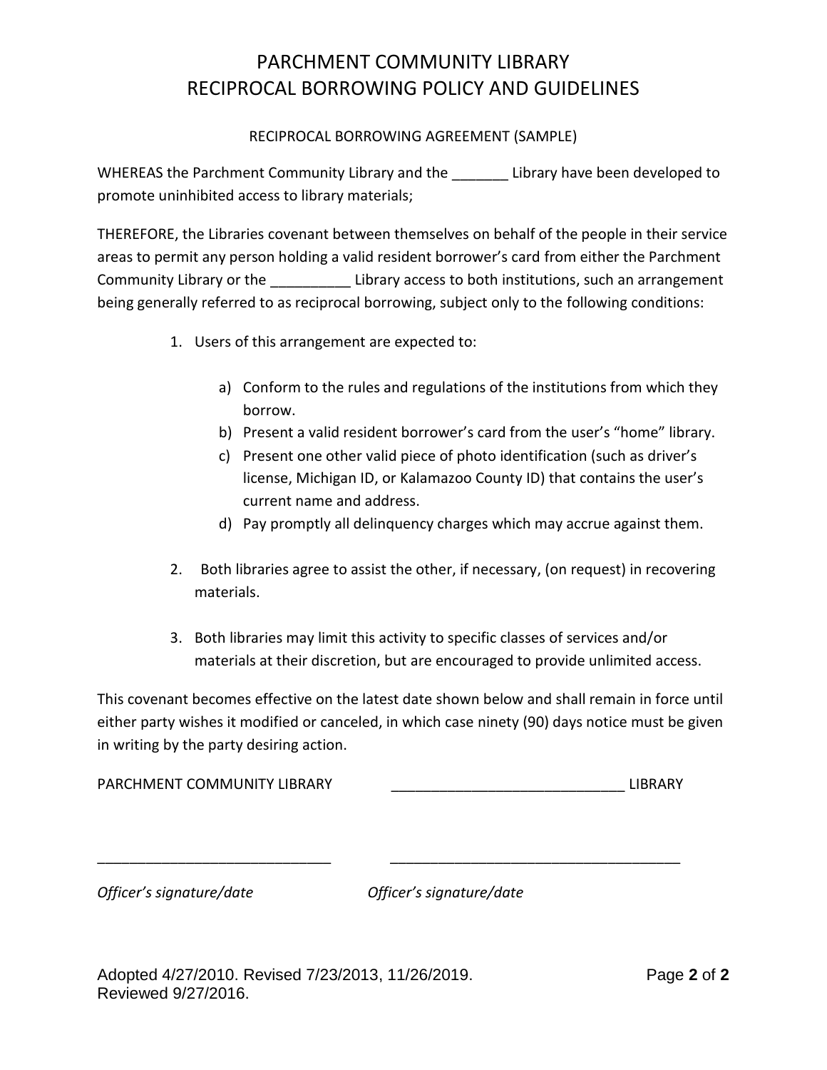# PARCHMENT COMMUNITY LIBRARY
# RECIPROCAL BORROWING POLICY AND GUIDELINES

RECIPROCAL BORROWING AGREEMENT (SAMPLE)

WHEREAS the Parchment Community Library and the _______ Library have been developed to promote uninhibited access to library materials;

THEREFORE, the Libraries covenant between themselves on behalf of the people in their service areas to permit any person holding a valid resident borrower's card from either the Parchment Community Library or the __________ Library access to both institutions, such an arrangement being generally referred to as reciprocal borrowing, subject only to the following conditions:

1. Users of this arrangement are expected to:

   a) Conform to the rules and regulations of the institutions from which they borrow.
   b) Present a valid resident borrower's card from the user's "home" library.
   c) Present one other valid piece of photo identification (such as driver's license, Michigan ID, or Kalamazoo County ID) that contains the user's current name and address.
   d) Pay promptly all delinquency charges which may accrue against them.

2. Both libraries agree to assist the other, if necessary, (on request) in recovering materials.

3. Both libraries may limit this activity to specific classes of services and/or materials at their discretion, but are encouraged to provide unlimited access.

This covenant becomes effective on the latest date shown below and shall remain in force until either party wishes it modified or canceled, in which case ninety (90) days notice must be given in writing by the party desiring action.

PARCHMENT COMMUNITY LIBRARY ______________________________ LIBRARY

_____________________________ _____________________________________

*Officer's signature/date* *Officer's signature/date*

Adopted 4/27/2010. Revised 7/23/2013, 11/26/2019.
Reviewed 9/27/2016.